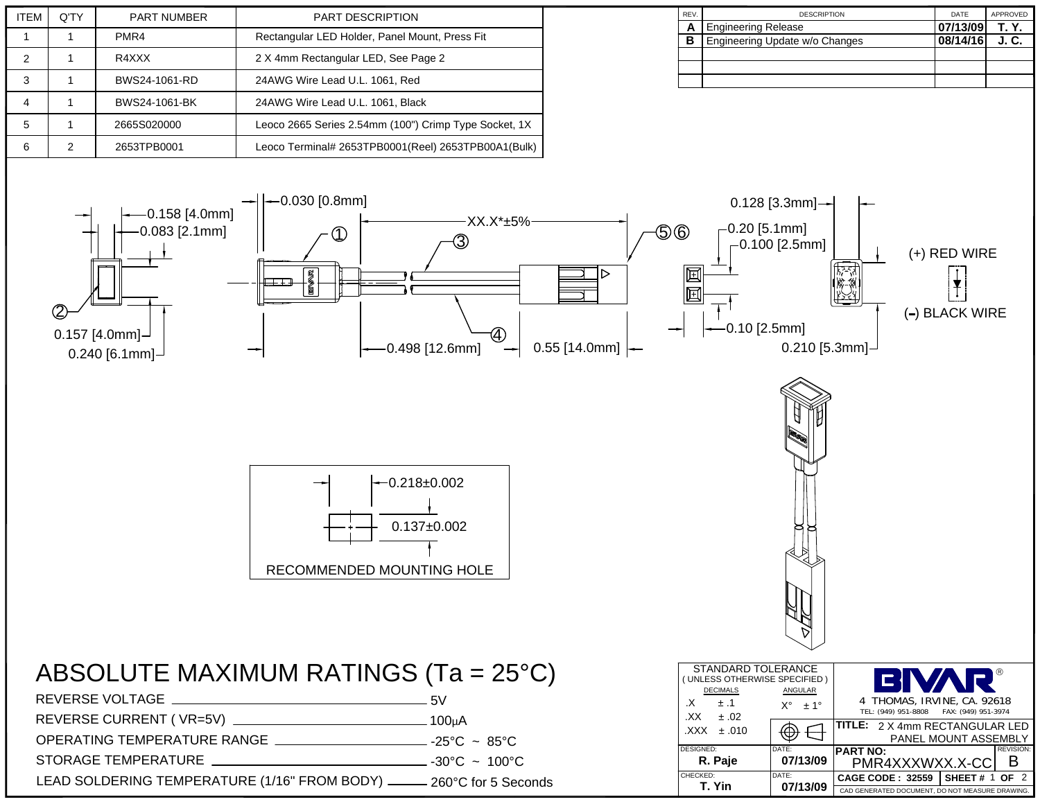| ITEM | Q'TY | PART NUMBER | PART DESCRIPTION |
|---|---|---|---|
| 1 | 1 | PMR4 | Rectangular LED Holder, Panel Mount, Press Fit |
| 2 | 1 | R4XXX | 2 X 4mm Rectangular LED, See Page 2 |
| 3 | 1 | BWS24-1061-RD | 24AWG Wire Lead U.L. 1061, Red |
| 4 | 1 | BWS24-1061-BK | 24AWG Wire Lead U.L. 1061, Black |
| 5 | 1 | 2665S020000 | Leoco 2665 Series 2.54mm (100") Crimp Type Socket, 1X |
| 6 | 2 | 2653TPB0001 | Leoco Terminal# 2653TPB0001(Reel) 2653TPB00A1(Bulk) |

| REV. | DESCRIPTION | DATE | APPROVED |
|---|---|---|---|
| A | Engineering Release | 07/13/09 | T. Y. |
| B | Engineering Update w/o Changes | 08/14/16 | J. C. |

0.158 [4.0mm]
0.083 [2.1mm]
0.157 [4.0mm]
0.240 [6.1mm]
0.030 [0.8mm]
XX.X*±5%
0.498 [12.6mm]
0.55 [14.0mm]
0.128 [3.3mm]
0.20 [5.1mm]
0.100 [2.5mm]
0.10 [2.5mm]
0.210 [5.3mm]

(+) RED WIRE
(-) BLACK WIRE

0.218±0.002
0.137±0.002
RECOMMENDED MOUNTING HOLE

# ABSOLUTE MAXIMUM RATINGS (Ta = 25°C)

| | |
|---|---|
| REVERSE VOLTAGE | 5V |
| REVERSE CURRENT ( VR=5V) | 100μA |
| OPERATING TEMPERATURE RANGE | -25°C ~ 85°C |
| STORAGE TEMPERATURE | -30°C ~ 100°C |
| LEAD SOLDERING TEMPERATURE (1/16" FROM BODY) | 260°C for 5 Seconds |

STANDARD TOLERANCE (UNLESS OTHERWISE SPECIFIED)

| DECIMALS | | ANGULAR |
|---|---|---|
| .X | ± .1 | X° ± 1° |
| .XX | ± .02 | |
| .XXX | ± .010 | |

BIVAR®
4 THOMAS, IRVINE, CA. 92618
TEL: (949) 951-8808 FAX: (949) 951-3974

TITLE: 2 X 4mm RECTANGULAR LED PANEL MOUNT ASSEMBLY

| DESIGNED: | DATE: | PART NO: | REVISION: |
|---|---|---|---|
| R. Paje | 07/13/09 | PMR4XXXWXX.X-CC | B |
| CHECKED: | DATE: | CAGE CODE : 32559 | SHEET # 1 OF 2 |
| T. Yin | 07/13/09 | CAD GENERATED DOCUMENT, DO NOT MEASURE DRAWING. | |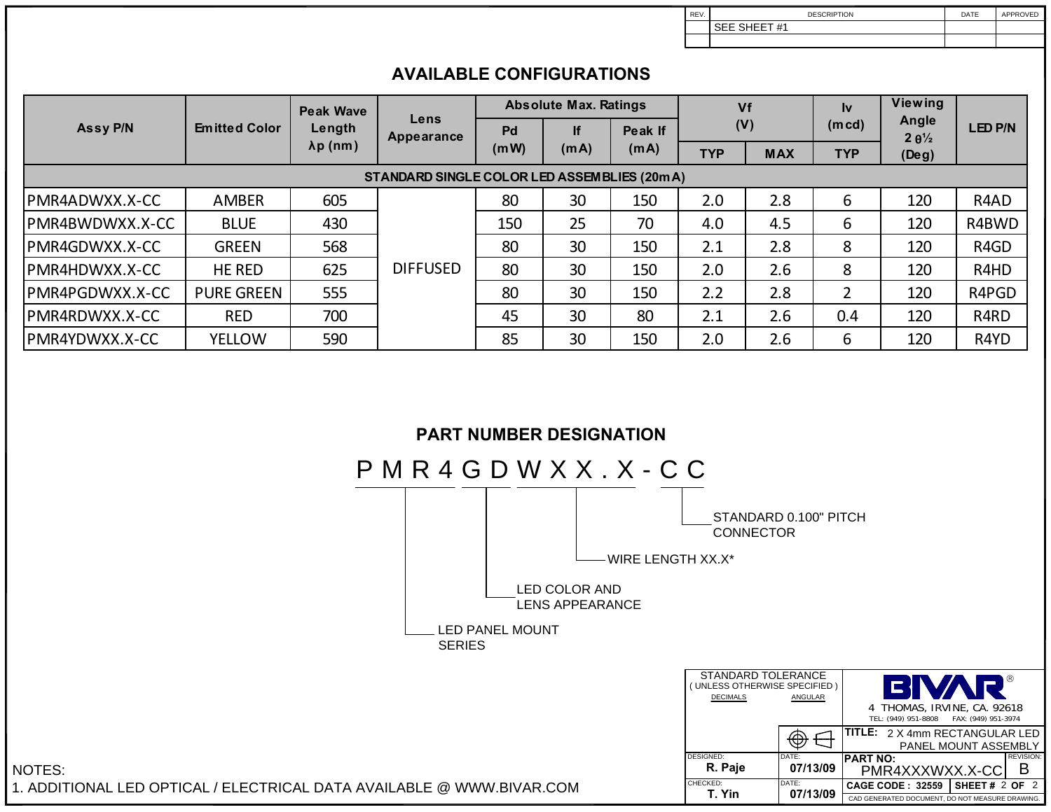| REV. | DESCRIPTION | DATE | APPROVED |
|---|---|---|---|
| | SEE SHEET #1 | | |

## AVAILABLE CONFIGURATIONS

| Assy P/N | Emitted Color | Peak Wave Length λp (nm) | Lens Appearance | Absolute Max. Ratings | | | Vf (V) | | Iv (mcd) | Viewing Angle 2 θ½ (Deg) | LED P/N |
|---|---|---|---|---|---|---|---|---|---|---|---|
| | | | | Pd (mW) | If (mA) | Peak If (mA) | TYP | MAX | TYP | | |
| **STANDARD SINGLE COLOR LED ASSEMBLIES (20mA)** | | | | | | | | | | | |
| PMR4ADWXX.X-CC | AMBER | 605 | DIFFUSED | 80 | 30 | 150 | 2.0 | 2.8 | 6 | 120 | R4AD |
| PMR4BWDWXX.X-CC | BLUE | 430 | DIFFUSED | 150 | 25 | 70 | 4.0 | 4.5 | 6 | 120 | R4BWD |
| PMR4GDWXX.X-CC | GREEN | 568 | DIFFUSED | 80 | 30 | 150 | 2.1 | 2.8 | 8 | 120 | R4GD |
| PMR4HDWXX.X-CC | HE RED | 625 | DIFFUSED | 80 | 30 | 150 | 2.0 | 2.6 | 8 | 120 | R4HD |
| PMR4PGDWXX.X-CC | PURE GREEN | 555 | DIFFUSED | 80 | 30 | 150 | 2.2 | 2.8 | 2 | 120 | R4PGD |
| PMR4RDWXX.X-CC | RED | 700 | DIFFUSED | 45 | 30 | 80 | 2.1 | 2.6 | 0.4 | 120 | R4RD |
| PMR4YDWXX.X-CC | YELLOW | 590 | DIFFUSED | 85 | 30 | 150 | 2.0 | 2.6 | 6 | 120 | R4YD |

## PART NUMBER DESIGNATION

P M R 4 G D W X X . X - C C

- PMR4 — LED PANEL MOUNT SERIES
- GD — LED COLOR AND LENS APPEARANCE
- WXX.X — WIRE LENGTH XX.X*
- CC — STANDARD 0.100" PITCH CONNECTOR

NOTES:
1. ADDITIONAL LED OPTICAL / ELECTRICAL DATA AVAILABLE @ WWW.BIVAR.COM

| STANDARD TOLERANCE (UNLESS OTHERWISE SPECIFIED) | | BIVAR® 4 THOMAS, IRVINE, CA. 92618 TEL: (949) 951-8808 FAX: (949) 951-3974 | |
|---|---|---|---|
| DECIMALS | ANGULAR | TITLE: 2 X 4mm RECTANGULAR LED PANEL MOUNT ASSEMBLY | |
| DESIGNED: R. Paje | DATE: 07/13/09 | PART NO: PMR4XXXWXX.X-CC | REVISION: B |
| CHECKED: T. Yin | DATE: 07/13/09 | CAGE CODE : 32559 | SHEET # 2 OF 2 |
| | | CAD GENERATED DOCUMENT, DO NOT MEASURE DRAWING. | |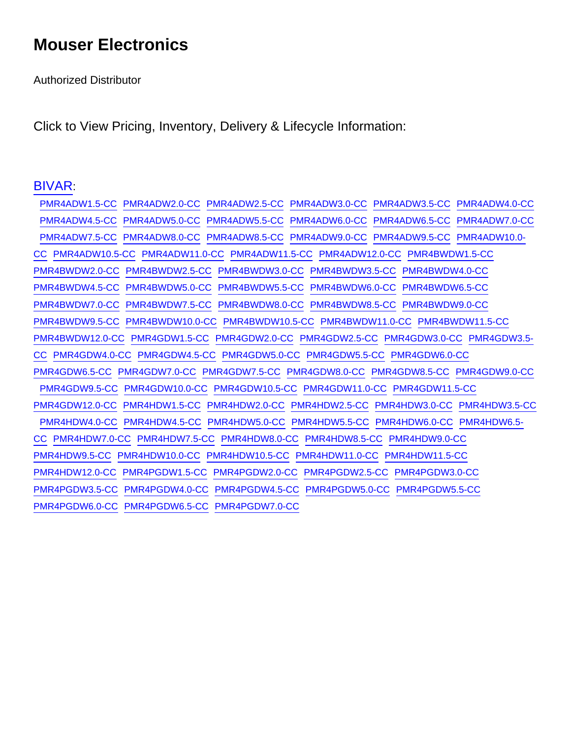# Mouser Electronics

Authorized Distributor

Click to View Pricing, Inventory, Delivery & Lifecycle Information:

BIVAR:

PMR4ADW1.5-CC PMR4ADW2.0-CC PMR4ADW2.5-CC PMR4ADW3.0-CC PMR4ADW3.5-CC PMR4ADW4.0-CC PMR4ADW4.5-CC PMR4ADW5.0-CC PMR4ADW5.5-CC PMR4ADW6.0-CC PMR4ADW6.5-CC PMR4ADW7.0-CC PMR4ADW7.5-CC PMR4ADW8.0-CC PMR4ADW8.5-CC PMR4ADW9.0-CC PMR4ADW9.5-CC PMR4ADW10.0-CC PMR4ADW10.5-CC PMR4ADW11.0-CC PMR4ADW11.5-CC PMR4ADW12.0-CC PMR4BWDW1.5-CC PMR4BWDW2.0-CC PMR4BWDW2.5-CC PMR4BWDW3.0-CC PMR4BWDW3.5-CC PMR4BWDW4.0-CC PMR4BWDW4.5-CC PMR4BWDW5.0-CC PMR4BWDW5.5-CC PMR4BWDW6.0-CC PMR4BWDW6.5-CC PMR4BWDW7.0-CC PMR4BWDW7.5-CC PMR4BWDW8.0-CC PMR4BWDW8.5-CC PMR4BWDW9.0-CC PMR4BWDW9.5-CC PMR4BWDW10.0-CC PMR4BWDW10.5-CC PMR4BWDW11.0-CC PMR4BWDW11.5-CC PMR4BWDW12.0-CC PMR4GDW1.5-CC PMR4GDW2.0-CC PMR4GDW2.5-CC PMR4GDW3.0-CC PMR4GDW3.5-CC PMR4GDW4.0-CC PMR4GDW4.5-CC PMR4GDW5.0-CC PMR4GDW5.5-CC PMR4GDW6.0-CC PMR4GDW6.5-CC PMR4GDW7.0-CC PMR4GDW7.5-CC PMR4GDW8.0-CC PMR4GDW8.5-CC PMR4GDW9.0-CC PMR4GDW9.5-CC PMR4GDW10.0-CC PMR4GDW10.5-CC PMR4GDW11.0-CC PMR4GDW11.5-CC PMR4GDW12.0-CC PMR4HDW1.5-CC PMR4HDW2.0-CC PMR4HDW2.5-CC PMR4HDW3.0-CC PMR4HDW3.5-CC PMR4HDW4.0-CC PMR4HDW4.5-CC PMR4HDW5.0-CC PMR4HDW5.5-CC PMR4HDW6.0-CC PMR4HDW6.5-CC PMR4HDW7.0-CC PMR4HDW7.5-CC PMR4HDW8.0-CC PMR4HDW8.5-CC PMR4HDW9.0-CC PMR4HDW9.5-CC PMR4HDW10.0-CC PMR4HDW10.5-CC PMR4HDW11.0-CC PMR4HDW11.5-CC PMR4HDW12.0-CC PMR4PGDW1.5-CC PMR4PGDW2.0-CC PMR4PGDW2.5-CC PMR4PGDW3.0-CC PMR4PGDW3.5-CC PMR4PGDW4.0-CC PMR4PGDW4.5-CC PMR4PGDW5.0-CC PMR4PGDW5.5-CC PMR4PGDW6.0-CC PMR4PGDW6.5-CC PMR4PGDW7.0-CC